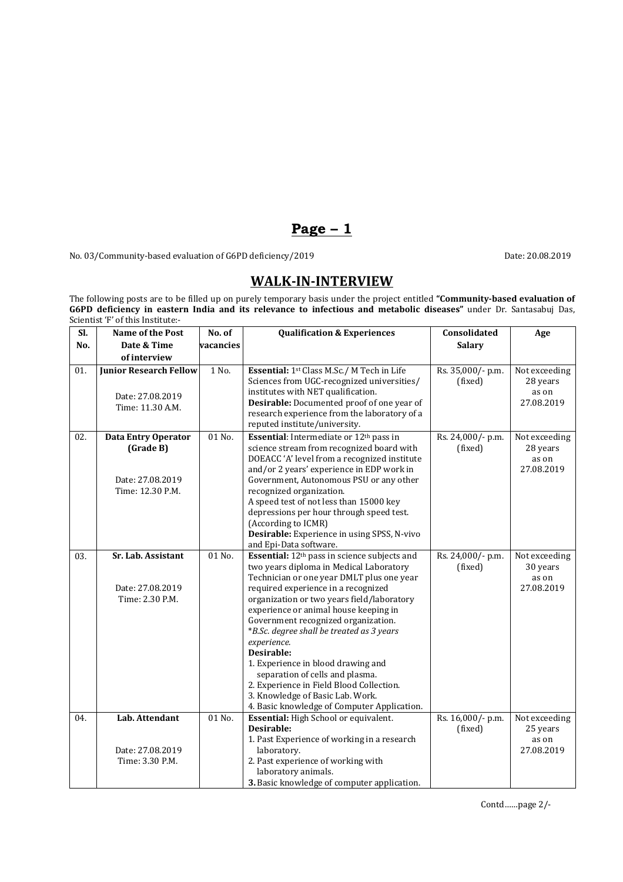## Page – 1

No. 03/Community-based evaluation of G6PD deficiency/2019 Date: 20.08.2019

## WALK-IN-INTERVIEW

The following posts are to be filled up on purely temporary basis under the project entitled **"Community-based evaluation of G6PD deficiency in eastern India and its relevance to infectious and metabolic diseases"** under Dr. Santasabuj Das, Scientist 'F' of this Institute:-

| Sl. No. | Name of the Post Date & Time of interview | No. of vacancies | Qualification & Experiences | Consolidated Salary | Age |
|---|---|---|---|---|---|
| 01. | **Junior Research Fellow**<br><br>Date: 27.08.2019<br>Time: 11.30 A.M. | 1 No. | **Essential:** 1st Class M.Sc./ M Tech in Life Sciences from UGC-recognized universities/ institutes with NET qualification.<br>**Desirable:** Documented proof of one year of research experience from the laboratory of a reputed institute/university. | Rs. 35,000/- p.m. (fixed) | Not exceeding 28 years as on 27.08.2019 |
| 02. | **Data Entry Operator (Grade B)**<br><br>Date: 27.08.2019<br>Time: 12.30 P.M. | 01 No. | **Essential**: Intermediate or 12th pass in science stream from recognized board with DOEACC 'A' level from a recognized institute and/or 2 years' experience in EDP work in Government, Autonomous PSU or any other recognized organization.<br>A speed test of not less than 15000 key depressions per hour through speed test. (According to ICMR)<br>**Desirable:** Experience in using SPSS, N-vivo and Epi-Data software. | Rs. 24,000/- p.m. (fixed) | Not exceeding 28 years as on 27.08.2019 |
| 03. | **Sr. Lab. Assistant**<br><br>Date: 27.08.2019<br>Time: 2.30 P.M. | 01 No. | **Essential:** 12th pass in science subjects and two years diploma in Medical Laboratory Technician or one year DMLT plus one year required experience in a recognized organization or two years field/laboratory experience or animal house keeping in Government recognized organization.<br>**B.Sc. degree shall be treated as 3 years experience.*<br>**Desirable:**<br>1. Experience in blood drawing and separation of cells and plasma.<br>2. Experience in Field Blood Collection.<br>3. Knowledge of Basic Lab. Work.<br>4. Basic knowledge of Computer Application. | Rs. 24,000/- p.m. (fixed) | Not exceeding 30 years as on 27.08.2019 |
| 04. | **Lab. Attendant**<br><br>Date: 27.08.2019<br>Time: 3.30 P.M. | 01 No. | **Essential:** High School or equivalent.<br>**Desirable:**<br>1. Past Experience of working in a research laboratory.<br>2. Past experience of working with laboratory animals.<br>**3.** Basic knowledge of computer application. | Rs. 16,000/- p.m. (fixed) | Not exceeding 25 years as on 27.08.2019 |

Contd……page 2/-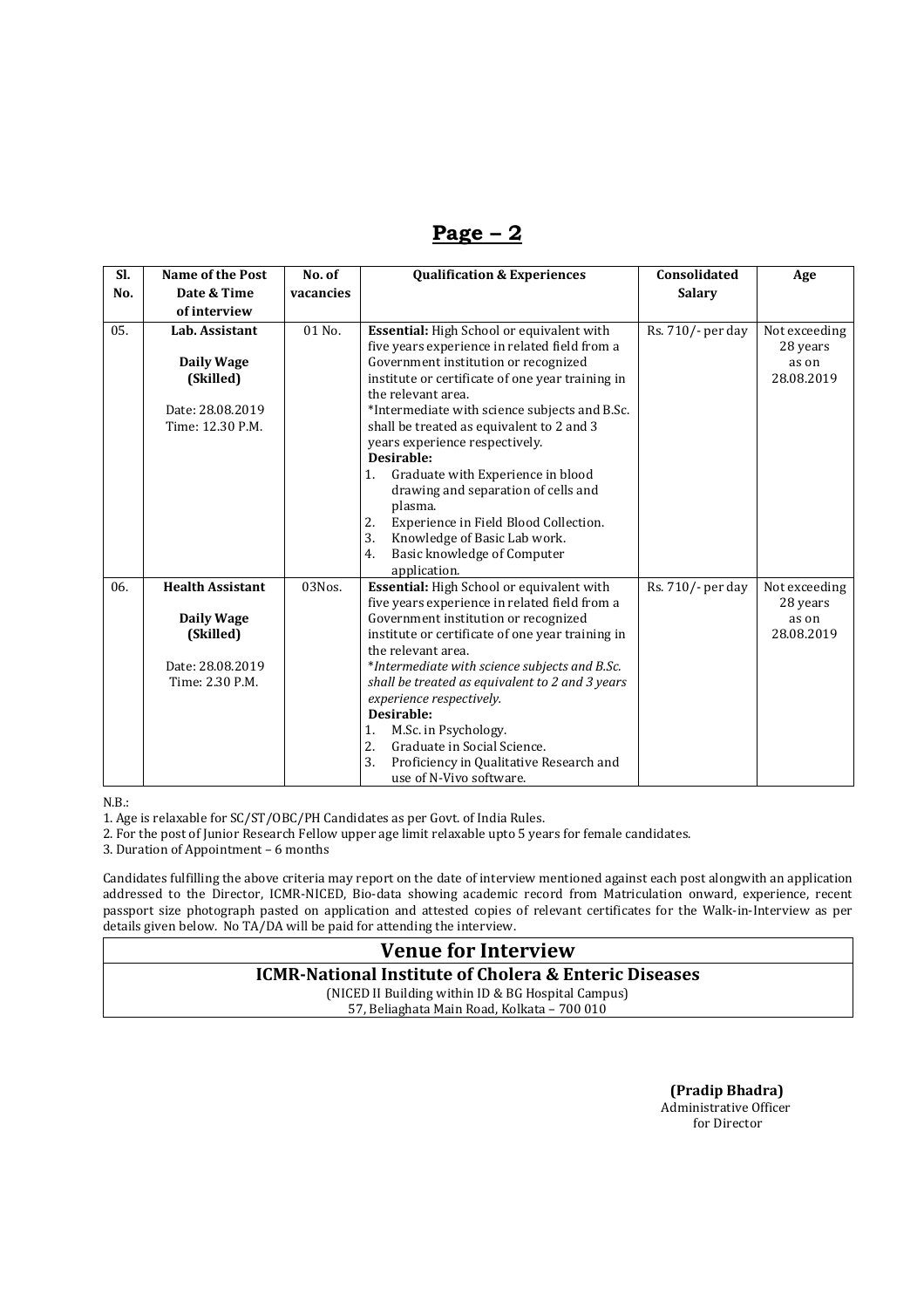## Page – 2

| Sl. No. | Name of the Post Date & Time of interview | No. of vacancies | Qualification & Experiences | Consolidated Salary | Age |
|---|---|---|---|---|---|
| 05. | **Lab. Assistant**<br><br>**Daily Wage (Skilled)**<br><br>Date: 28.08.2019<br>Time: 12.30 P.M. | 01 No. | **Essential:** High School or equivalent with five years experience in related field from a Government institution or recognized institute or certificate of one year training in the relevant area.<br>*Intermediate with science subjects and B.Sc. shall be treated as equivalent to 2 and 3 years experience respectively.<br>**Desirable:**<br>1. Graduate with Experience in blood drawing and separation of cells and plasma.<br>2. Experience in Field Blood Collection.<br>3. Knowledge of Basic Lab work.<br>4. Basic knowledge of Computer application. | Rs. 710/- per day | Not exceeding 28 years as on 28.08.2019 |
| 06. | **Health Assistant**<br><br>**Daily Wage (Skilled)**<br><br>Date: 28.08.2019<br>Time: 2.30 P.M. | 03Nos. | **Essential:** High School or equivalent with five years experience in related field from a Government institution or recognized institute or certificate of one year training in the relevant area.<br>*\*Intermediate with science subjects and B.Sc. shall be treated as equivalent to 2 and 3 years experience respectively.*<br>**Desirable:**<br>1. M.Sc. in Psychology.<br>2. Graduate in Social Science.<br>3. Proficiency in Qualitative Research and use of N-Vivo software. | Rs. 710/- per day | Not exceeding 28 years as on 28.08.2019 |

N.B.:

1. Age is relaxable for SC/ST/OBC/PH Candidates as per Govt. of India Rules.
2. For the post of Junior Research Fellow upper age limit relaxable upto 5 years for female candidates.
3. Duration of Appointment – 6 months

Candidates fulfilling the above criteria may report on the date of interview mentioned against each post alongwith an application addressed to the Director, ICMR-NICED, Bio-data showing academic record from Matriculation onward, experience, recent passport size photograph pasted on application and attested copies of relevant certificates for the Walk-in-Interview as per details given below. No TA/DA will be paid for attending the interview.

## Venue for Interview

### ICMR-National Institute of Cholera & Enteric Diseases

(NICED II Building within ID & BG Hospital Campus)
57, Beliaghata Main Road, Kolkata – 700 010

**(Pradip Bhadra)**
Administrative Officer
for Director